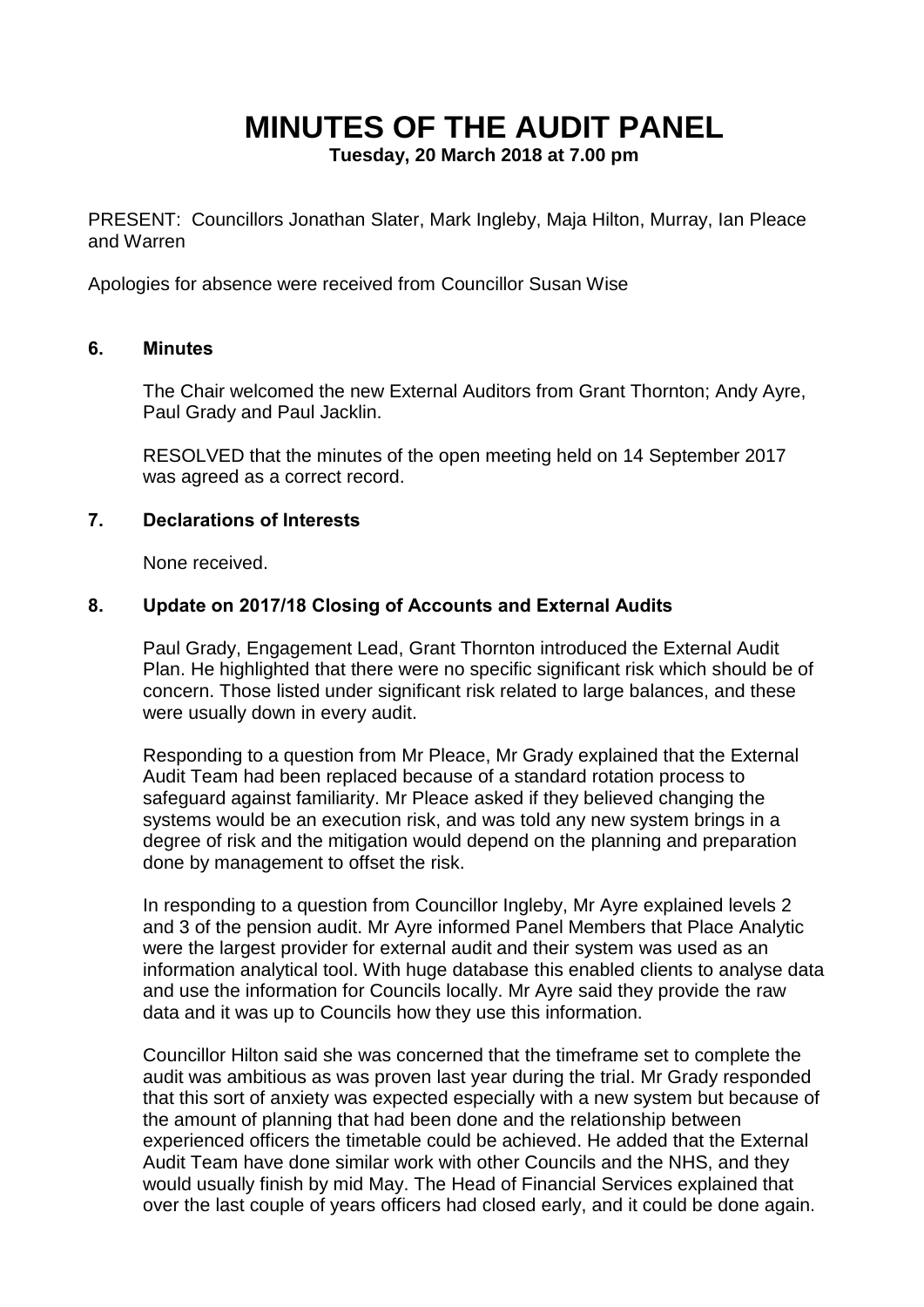# MINUTES OF THE AUDIT PANEL

**Tuesday, 20 March 2018 at 7.00 pm**

PRESENT: Councillors Jonathan Slater, Mark Ingleby, Maja Hilton, Murray, Ian Pleace and Warren

Apologies for absence were received from Councillor Susan Wise

## 6. Minutes

The Chair welcomed the new External Auditors from Grant Thornton; Andy Ayre, Paul Grady and Paul Jacklin.

RESOLVED that the minutes of the open meeting held on 14 September 2017 was agreed as a correct record.

## 7. Declarations of Interests

None received.

## 8. Update on 2017/18 Closing of Accounts and External Audits

Paul Grady, Engagement Lead, Grant Thornton introduced the External Audit Plan. He highlighted that there were no specific significant risk which should be of concern. Those listed under significant risk related to large balances, and these were usually down in every audit.

Responding to a question from Mr Pleace, Mr Grady explained that the External Audit Team had been replaced because of a standard rotation process to safeguard against familiarity. Mr Pleace asked if they believed changing the systems would be an execution risk, and was told any new system brings in a degree of risk and the mitigation would depend on the planning and preparation done by management to offset the risk.

In responding to a question from Councillor Ingleby, Mr Ayre explained levels 2 and 3 of the pension audit. Mr Ayre informed Panel Members that Place Analytic were the largest provider for external audit and their system was used as an information analytical tool. With huge database this enabled clients to analyse data and use the information for Councils locally. Mr Ayre said they provide the raw data and it was up to Councils how they use this information.

Councillor Hilton said she was concerned that the timeframe set to complete the audit was ambitious as was proven last year during the trial. Mr Grady responded that this sort of anxiety was expected especially with a new system but because of the amount of planning that had been done and the relationship between experienced officers the timetable could be achieved. He added that the External Audit Team have done similar work with other Councils and the NHS, and they would usually finish by mid May. The Head of Financial Services explained that over the last couple of years officers had closed early, and it could be done again.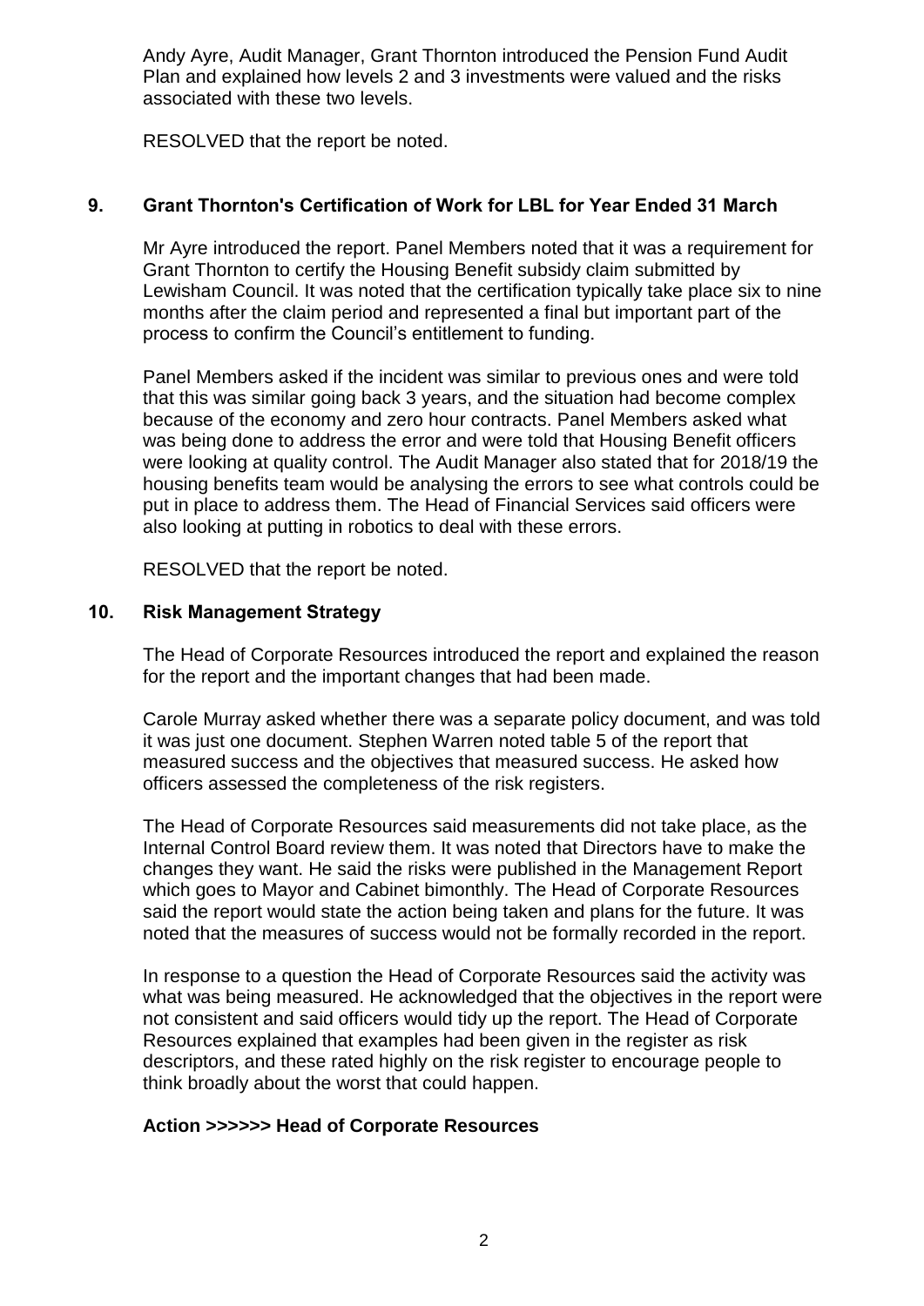Andy Ayre, Audit Manager, Grant Thornton introduced the Pension Fund Audit Plan and explained how levels 2 and 3 investments were valued and the risks associated with these two levels.

RESOLVED that the report be noted.

## 9. Grant Thornton's Certification of Work for LBL for Year Ended 31 March

Mr Ayre introduced the report. Panel Members noted that it was a requirement for Grant Thornton to certify the Housing Benefit subsidy claim submitted by Lewisham Council. It was noted that the certification typically take place six to nine months after the claim period and represented a final but important part of the process to confirm the Council's entitlement to funding.

Panel Members asked if the incident was similar to previous ones and were told that this was similar going back 3 years, and the situation had become complex because of the economy and zero hour contracts. Panel Members asked what was being done to address the error and were told that Housing Benefit officers were looking at quality control. The Audit Manager also stated that for 2018/19 the housing benefits team would be analysing the errors to see what controls could be put in place to address them. The Head of Financial Services said officers were also looking at putting in robotics to deal with these errors.

RESOLVED that the report be noted.

## 10. Risk Management Strategy

The Head of Corporate Resources introduced the report and explained the reason for the report and the important changes that had been made.

Carole Murray asked whether there was a separate policy document, and was told it was just one document. Stephen Warren noted table 5 of the report that measured success and the objectives that measured success. He asked how officers assessed the completeness of the risk registers.

The Head of Corporate Resources said measurements did not take place, as the Internal Control Board review them. It was noted that Directors have to make the changes they want. He said the risks were published in the Management Report which goes to Mayor and Cabinet bimonthly. The Head of Corporate Resources said the report would state the action being taken and plans for the future. It was noted that the measures of success would not be formally recorded in the report.

In response to a question the Head of Corporate Resources said the activity was what was being measured. He acknowledged that the objectives in the report were not consistent and said officers would tidy up the report. The Head of Corporate Resources explained that examples had been given in the register as risk descriptors, and these rated highly on the risk register to encourage people to think broadly about the worst that could happen.

**Action >>>>>> Head of Corporate Resources**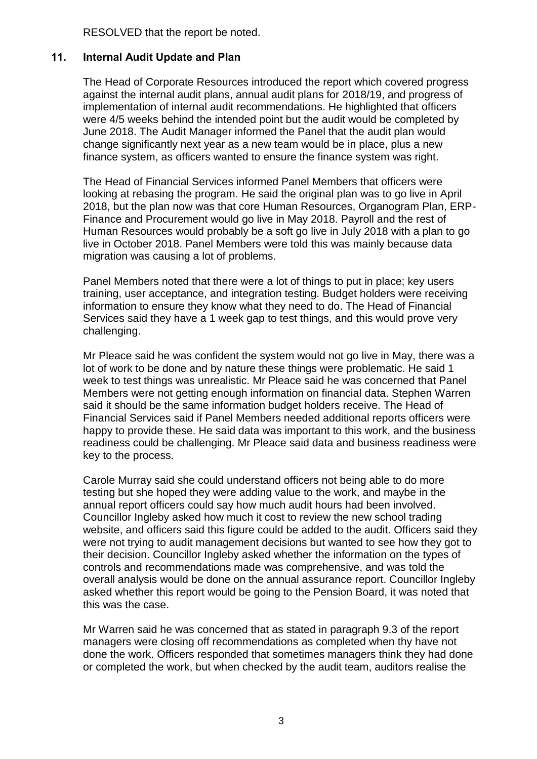RESOLVED that the report be noted.

## 11. Internal Audit Update and Plan

The Head of Corporate Resources introduced the report which covered progress against the internal audit plans, annual audit plans for 2018/19, and progress of implementation of internal audit recommendations. He highlighted that officers were 4/5 weeks behind the intended point but the audit would be completed by June 2018. The Audit Manager informed the Panel that the audit plan would change significantly next year as a new team would be in place, plus a new finance system, as officers wanted to ensure the finance system was right.

The Head of Financial Services informed Panel Members that officers were looking at rebasing the program. He said the original plan was to go live in April 2018, but the plan now was that core Human Resources, Organogram Plan, ERP-Finance and Procurement would go live in May 2018. Payroll and the rest of Human Resources would probably be a soft go live in July 2018 with a plan to go live in October 2018. Panel Members were told this was mainly because data migration was causing a lot of problems.

Panel Members noted that there were a lot of things to put in place; key users training, user acceptance, and integration testing. Budget holders were receiving information to ensure they know what they need to do. The Head of Financial Services said they have a 1 week gap to test things, and this would prove very challenging.

Mr Pleace said he was confident the system would not go live in May, there was a lot of work to be done and by nature these things were problematic. He said 1 week to test things was unrealistic. Mr Pleace said he was concerned that Panel Members were not getting enough information on financial data. Stephen Warren said it should be the same information budget holders receive. The Head of Financial Services said if Panel Members needed additional reports officers were happy to provide these. He said data was important to this work, and the business readiness could be challenging. Mr Pleace said data and business readiness were key to the process.

Carole Murray said she could understand officers not being able to do more testing but she hoped they were adding value to the work, and maybe in the annual report officers could say how much audit hours had been involved. Councillor Ingleby asked how much it cost to review the new school trading website, and officers said this figure could be added to the audit. Officers said they were not trying to audit management decisions but wanted to see how they got to their decision. Councillor Ingleby asked whether the information on the types of controls and recommendations made was comprehensive, and was told the overall analysis would be done on the annual assurance report. Councillor Ingleby asked whether this report would be going to the Pension Board, it was noted that this was the case.

Mr Warren said he was concerned that as stated in paragraph 9.3 of the report managers were closing off recommendations as completed when thy have not done the work. Officers responded that sometimes managers think they had done or completed the work, but when checked by the audit team, auditors realise the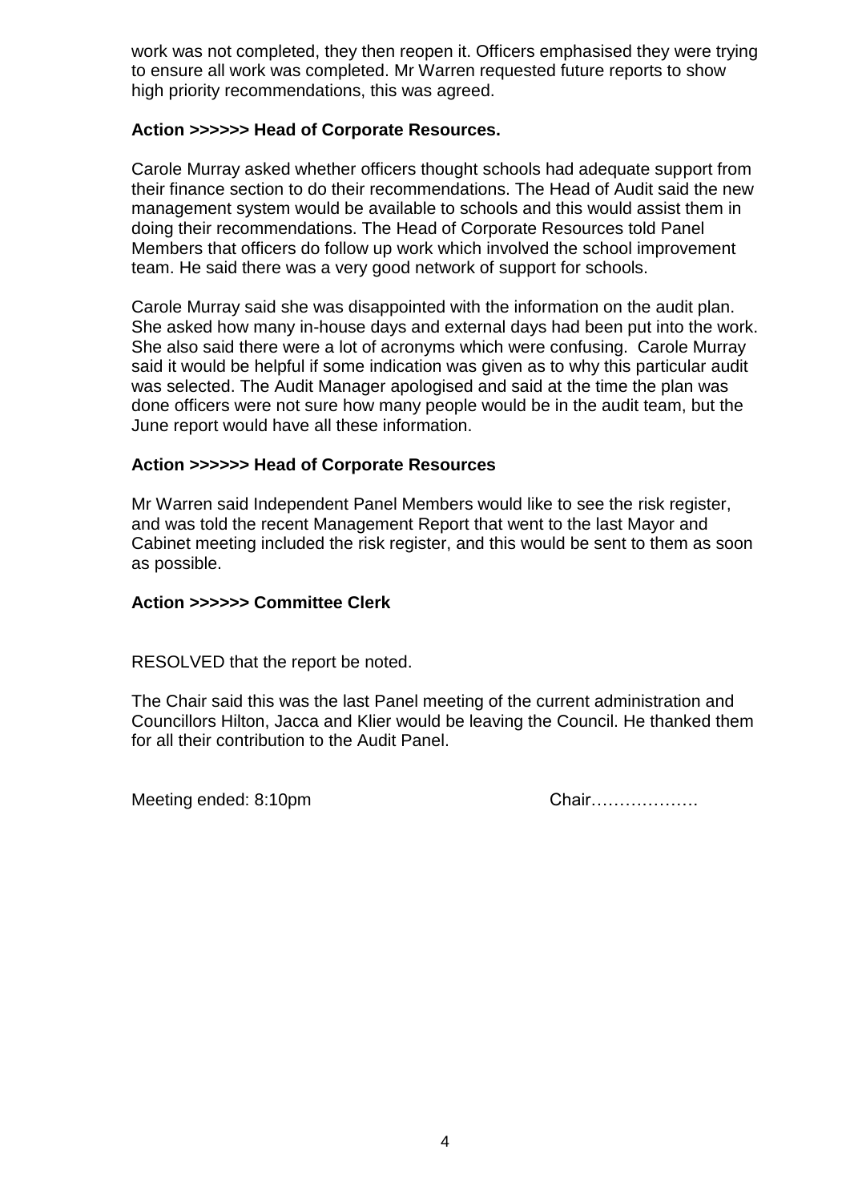work was not completed, they then reopen it. Officers emphasised they were trying to ensure all work was completed. Mr Warren requested future reports to show high priority recommendations, this was agreed.

**Action >>>>>> Head of Corporate Resources.**

Carole Murray asked whether officers thought schools had adequate support from their finance section to do their recommendations. The Head of Audit said the new management system would be available to schools and this would assist them in doing their recommendations. The Head of Corporate Resources told Panel Members that officers do follow up work which involved the school improvement team. He said there was a very good network of support for schools.

Carole Murray said she was disappointed with the information on the audit plan. She asked how many in-house days and external days had been put into the work. She also said there were a lot of acronyms which were confusing. Carole Murray said it would be helpful if some indication was given as to why this particular audit was selected. The Audit Manager apologised and said at the time the plan was done officers were not sure how many people would be in the audit team, but the June report would have all these information.

**Action >>>>>> Head of Corporate Resources**

Mr Warren said Independent Panel Members would like to see the risk register, and was told the recent Management Report that went to the last Mayor and Cabinet meeting included the risk register, and this would be sent to them as soon as possible.

**Action >>>>>> Committee Clerk**

RESOLVED that the report be noted.

The Chair said this was the last Panel meeting of the current administration and Councillors Hilton, Jacca and Klier would be leaving the Council. He thanked them for all their contribution to the Audit Panel.

Meeting ended: 8:10pm Chair……………….